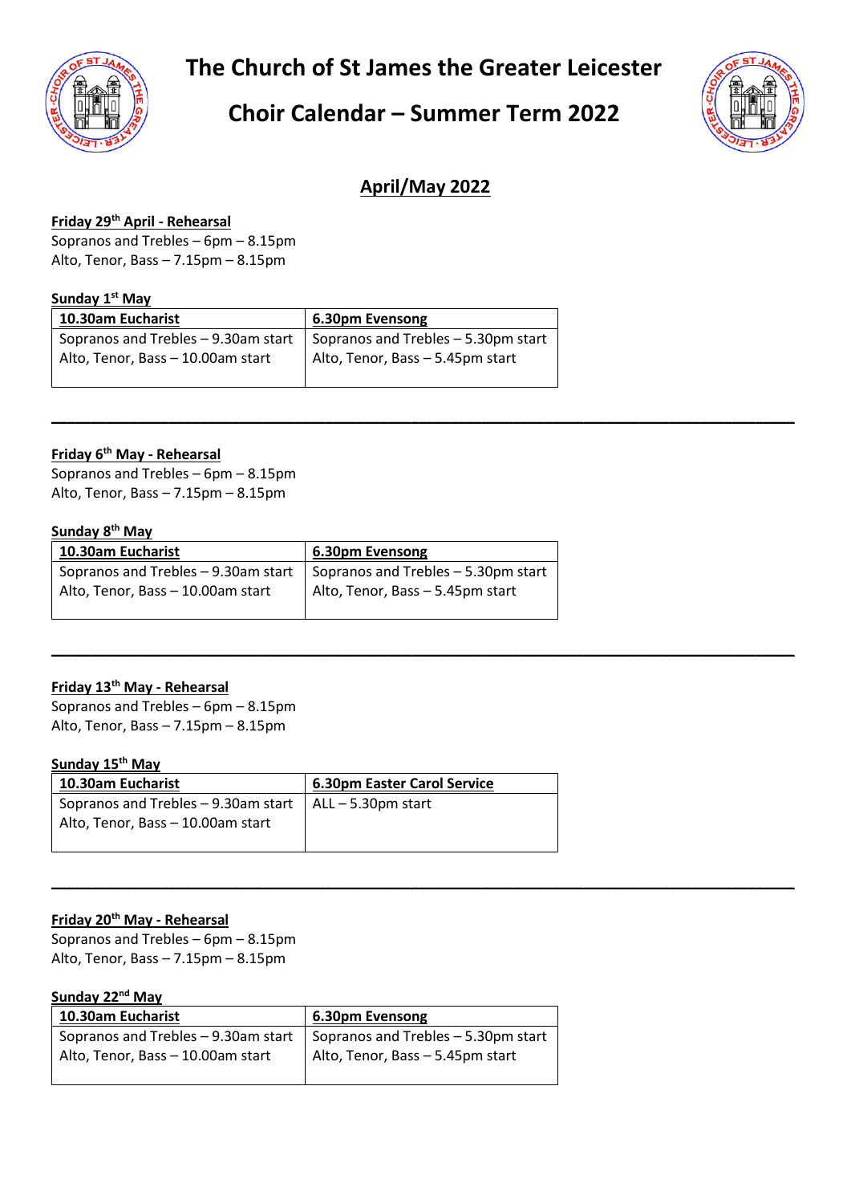# The Church of St James the Greater Leicester

# Choir Calendar – Summer Term 2022

## April/May 2022

**Friday 29th April - Rehearsal**
Sopranos and Trebles – 6pm – 8.15pm
Alto, Tenor, Bass – 7.15pm – 8.15pm

**Sunday 1st May**

| 10.30am Eucharist | 6.30pm Evensong |
|---|---|
| Sopranos and Trebles – 9.30am start<br>Alto, Tenor, Bass – 10.00am start | Sopranos and Trebles – 5.30pm start<br>Alto, Tenor, Bass – 5.45pm start |

---

**Friday 6th May - Rehearsal**
Sopranos and Trebles – 6pm – 8.15pm
Alto, Tenor, Bass – 7.15pm – 8.15pm

**Sunday 8th May**

| 10.30am Eucharist | 6.30pm Evensong |
|---|---|
| Sopranos and Trebles – 9.30am start<br>Alto, Tenor, Bass – 10.00am start | Sopranos and Trebles – 5.30pm start<br>Alto, Tenor, Bass – 5.45pm start |

---

**Friday 13th May - Rehearsal**
Sopranos and Trebles – 6pm – 8.15pm
Alto, Tenor, Bass – 7.15pm – 8.15pm

**Sunday 15th May**

| 10.30am Eucharist | 6.30pm Easter Carol Service |
|---|---|
| Sopranos and Trebles – 9.30am start<br>Alto, Tenor, Bass – 10.00am start | ALL – 5.30pm start |

---

**Friday 20th May - Rehearsal**
Sopranos and Trebles – 6pm – 8.15pm
Alto, Tenor, Bass – 7.15pm – 8.15pm

**Sunday 22nd May**

| 10.30am Eucharist | 6.30pm Evensong |
|---|---|
| Sopranos and Trebles – 9.30am start<br>Alto, Tenor, Bass – 10.00am start | Sopranos and Trebles – 5.30pm start<br>Alto, Tenor, Bass – 5.45pm start |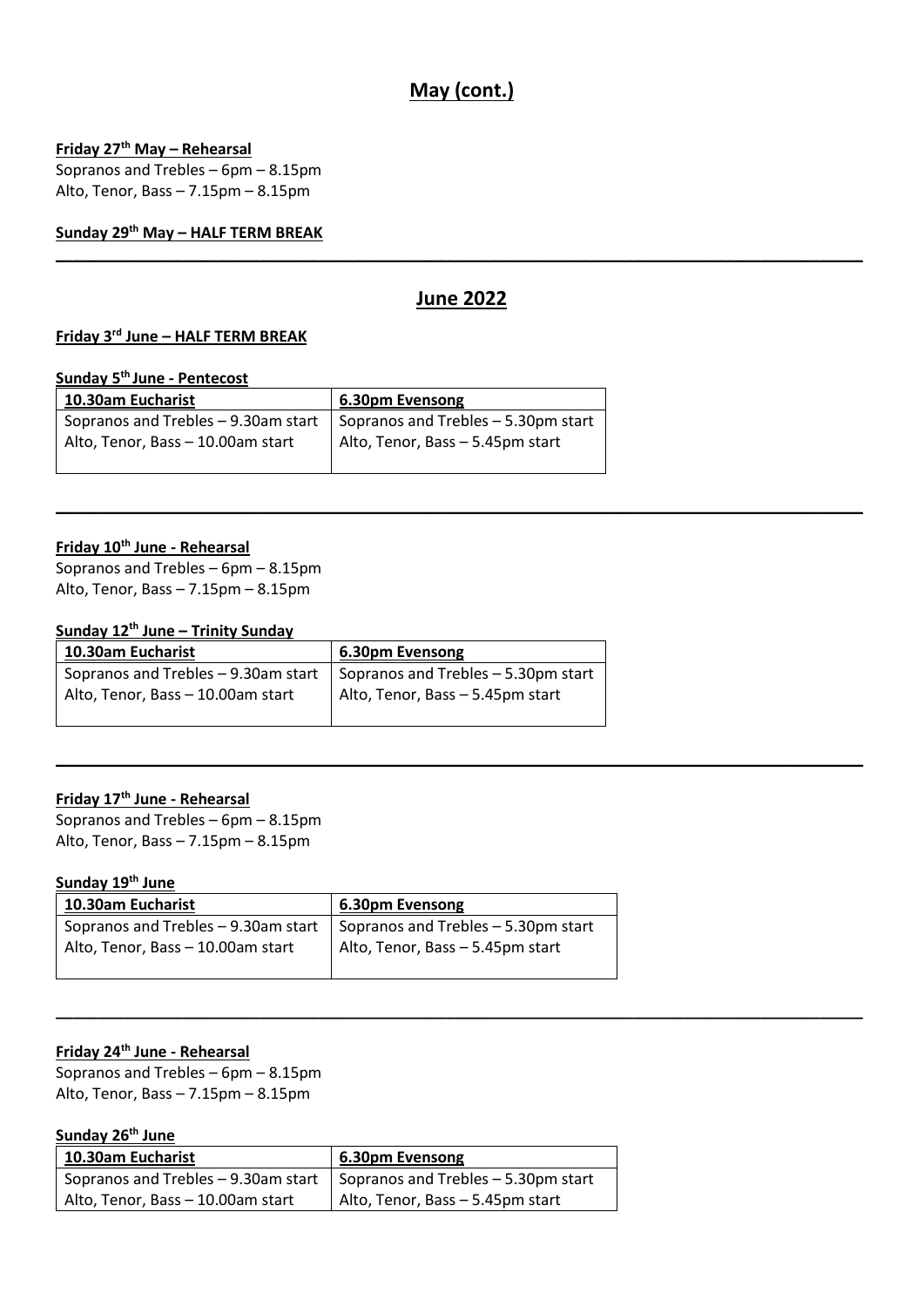## May (cont.)

**Friday 27th May – Rehearsal**

Sopranos and Trebles – 6pm – 8.15pm
Alto, Tenor, Bass – 7.15pm – 8.15pm

**Sunday 29th May – HALF TERM BREAK**

---

## June 2022

**Friday 3rd June – HALF TERM BREAK**

**Sunday 5th June - Pentecost**

| 10.30am Eucharist | 6.30pm Evensong |
|---|---|
| Sopranos and Trebles – 9.30am start<br>Alto, Tenor, Bass – 10.00am start | Sopranos and Trebles – 5.30pm start<br>Alto, Tenor, Bass – 5.45pm start |

---

**Friday 10th June - Rehearsal**

Sopranos and Trebles – 6pm – 8.15pm
Alto, Tenor, Bass – 7.15pm – 8.15pm

**Sunday 12th June – Trinity Sunday**

| 10.30am Eucharist | 6.30pm Evensong |
|---|---|
| Sopranos and Trebles – 9.30am start<br>Alto, Tenor, Bass – 10.00am start | Sopranos and Trebles – 5.30pm start<br>Alto, Tenor, Bass – 5.45pm start |

---

**Friday 17th June - Rehearsal**

Sopranos and Trebles – 6pm – 8.15pm
Alto, Tenor, Bass – 7.15pm – 8.15pm

**Sunday 19th June**

| 10.30am Eucharist | 6.30pm Evensong |
|---|---|
| Sopranos and Trebles – 9.30am start<br>Alto, Tenor, Bass – 10.00am start | Sopranos and Trebles – 5.30pm start<br>Alto, Tenor, Bass – 5.45pm start |

---

**Friday 24th June - Rehearsal**

Sopranos and Trebles – 6pm – 8.15pm
Alto, Tenor, Bass – 7.15pm – 8.15pm

**Sunday 26th June**

| 10.30am Eucharist | 6.30pm Evensong |
|---|---|
| Sopranos and Trebles – 9.30am start<br>Alto, Tenor, Bass – 10.00am start | Sopranos and Trebles – 5.30pm start<br>Alto, Tenor, Bass – 5.45pm start |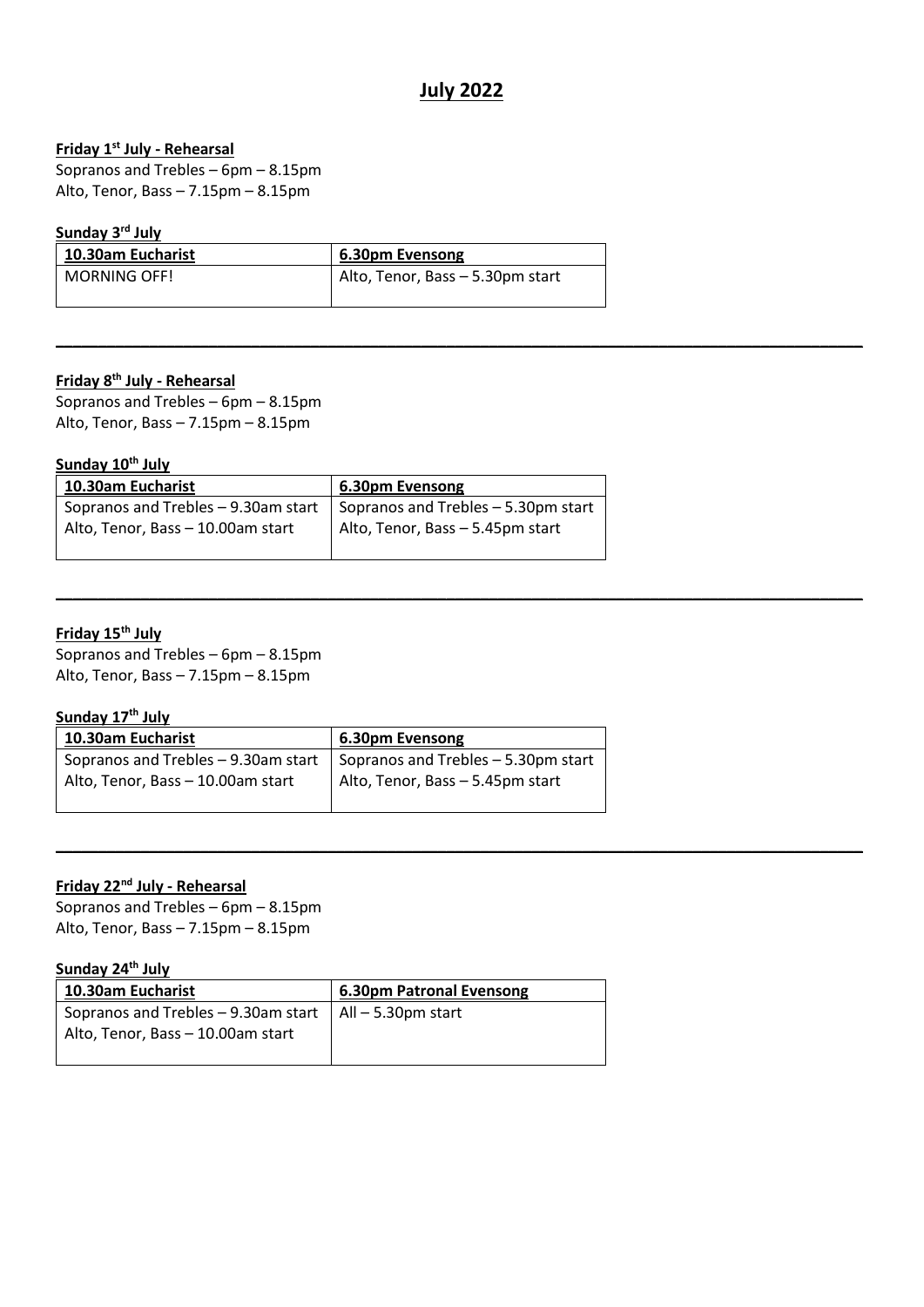# July 2022

**Friday 1st July - Rehearsal**

Sopranos and Trebles – 6pm – 8.15pm
Alto, Tenor, Bass – 7.15pm – 8.15pm

**Sunday 3rd July**

| 10.30am Eucharist | 6.30pm Evensong |
|---|---|
| MORNING OFF! | Alto, Tenor, Bass – 5.30pm start |

---

**Friday 8th July - Rehearsal**

Sopranos and Trebles – 6pm – 8.15pm
Alto, Tenor, Bass – 7.15pm – 8.15pm

**Sunday 10th July**

| 10.30am Eucharist | 6.30pm Evensong |
|---|---|
| Sopranos and Trebles – 9.30am start<br>Alto, Tenor, Bass – 10.00am start | Sopranos and Trebles – 5.30pm start<br>Alto, Tenor, Bass – 5.45pm start |

---

**Friday 15th July**

Sopranos and Trebles – 6pm – 8.15pm
Alto, Tenor, Bass – 7.15pm – 8.15pm

**Sunday 17th July**

| 10.30am Eucharist | 6.30pm Evensong |
|---|---|
| Sopranos and Trebles – 9.30am start<br>Alto, Tenor, Bass – 10.00am start | Sopranos and Trebles – 5.30pm start<br>Alto, Tenor, Bass – 5.45pm start |

---

**Friday 22nd July - Rehearsal**

Sopranos and Trebles – 6pm – 8.15pm
Alto, Tenor, Bass – 7.15pm – 8.15pm

**Sunday 24th July**

| 10.30am Eucharist | 6.30pm Patronal Evensong |
|---|---|
| Sopranos and Trebles – 9.30am start<br>Alto, Tenor, Bass – 10.00am start | All – 5.30pm start |